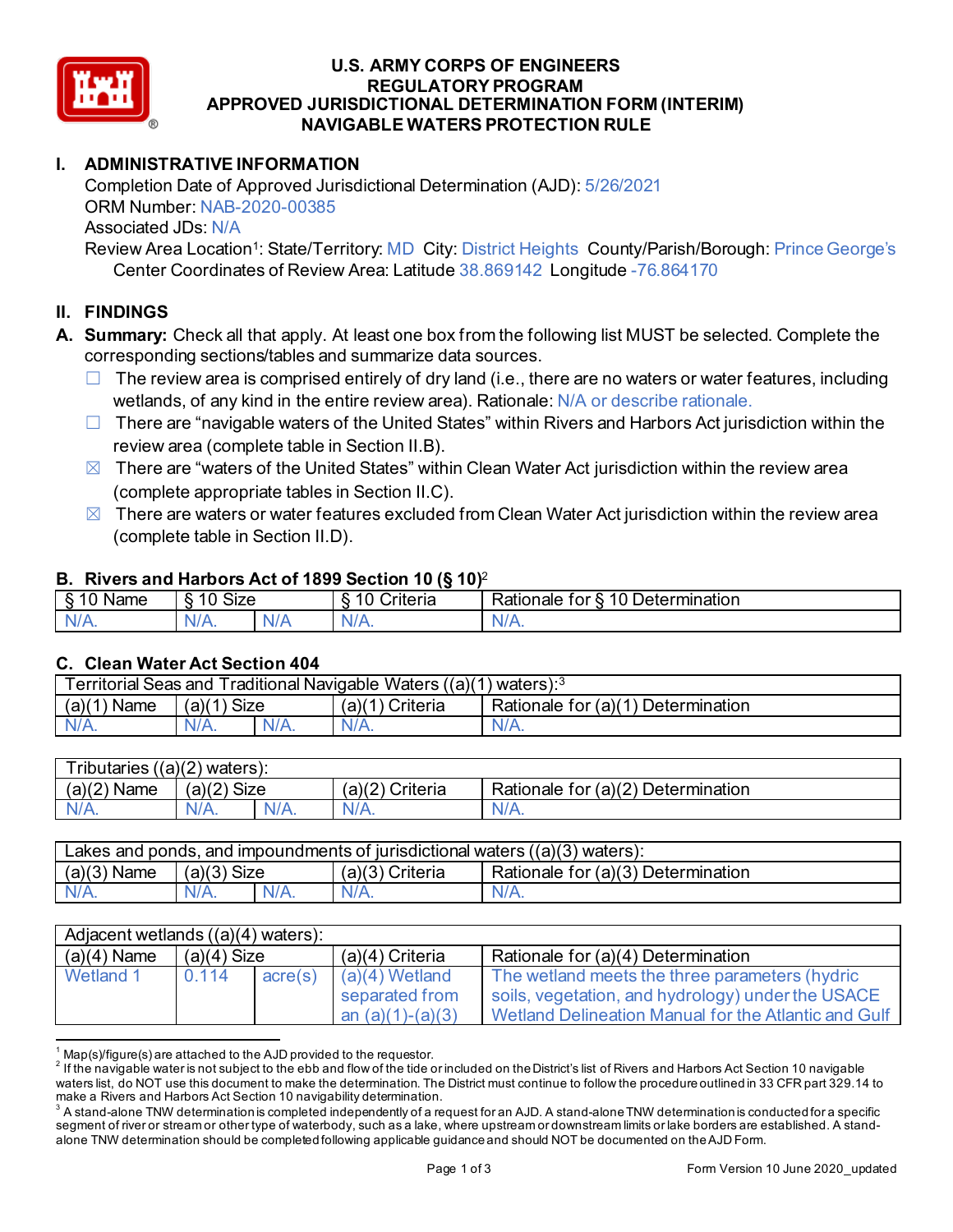# U.S. ARMY CORPS OF ENGINEERS
# REGULATORY PROGRAM
# APPROVED JURISDICTIONAL DETERMINATION FORM (INTERIM)
# NAVIGABLE WATERS PROTECTION RULE

## I. ADMINISTRATIVE INFORMATION

Completion Date of Approved Jurisdictional Determination (AJD): 5/26/2021
ORM Number: NAB-2020-00385
Associated JDs: N/A
Review Area Location[1]: State/Territory: MD City: District Heights County/Parish/Borough: Prince George's
Center Coordinates of Review Area: Latitude 38.869142 Longitude -76.864170

## II. FINDINGS

**A. Summary:** Check all that apply. At least one box from the following list MUST be selected. Complete the corresponding sections/tables and summarize data sources.

- ☐ The review area is comprised entirely of dry land (i.e., there are no waters or water features, including wetlands, of any kind in the entire review area). Rationale: N/A or describe rationale.
- ☐ There are "navigable waters of the United States" within Rivers and Harbors Act jurisdiction within the review area (complete table in Section II.B).
- ☒ There are "waters of the United States" within Clean Water Act jurisdiction within the review area (complete appropriate tables in Section II.C).
- ☒ There are waters or water features excluded from Clean Water Act jurisdiction within the review area (complete table in Section II.D).

### B. Rivers and Harbors Act of 1899 Section 10 (§ 10)[2]

| § 10 Name | § 10 Size | | § 10 Criteria | Rationale for § 10 Determination |
|---|---|---|---|---|
| N/A. | N/A. | N/A | N/A. | N/A. |

### C. Clean Water Act Section 404

| Territorial Seas and Traditional Navigable Waters ((a)(1) waters):[3] | | | | |
|---|---|---|---|---|
| (a)(1) Name | (a)(1) Size | | (a)(1) Criteria | Rationale for (a)(1) Determination |
| N/A. | N/A. | N/A. | N/A. | N/A. |

| Tributaries ((a)(2) waters): | | | | |
|---|---|---|---|---|
| (a)(2) Name | (a)(2) Size | | (a)(2) Criteria | Rationale for (a)(2) Determination |
| N/A. | N/A. | N/A. | N/A. | N/A. |

| Lakes and ponds, and impoundments of jurisdictional waters ((a)(3) waters): | | | | |
|---|---|---|---|---|
| (a)(3) Name | (a)(3) Size | | (a)(3) Criteria | Rationale for (a)(3) Determination |
| N/A. | N/A. | N/A. | N/A. | N/A. |

| Adjacent wetlands ((a)(4) waters): | | | | |
|---|---|---|---|---|
| (a)(4) Name | (a)(4) Size | | (a)(4) Criteria | Rationale for (a)(4) Determination |
| Wetland 1 | 0.114 | acre(s) | (a)(4) Wetland separated from an (a)(1)-(a)(3) | The wetland meets the three parameters (hydric soils, vegetation, and hydrology) under the USACE Wetland Delineation Manual for the Atlantic and Gulf |

[1] Map(s)/figure(s) are attached to the AJD provided to the requestor.
[2] If the navigable water is not subject to the ebb and flow of the tide or included on the District's list of Rivers and Harbors Act Section 10 navigable waters list, do NOT use this document to make the determination. The District must continue to follow the procedure outlined in 33 CFR part 329.14 to make a Rivers and Harbors Act Section 10 navigability determination.
[3] A stand-alone TNW determination is completed independently of a request for an AJD. A stand-alone TNW determination is conducted for a specific segment of river or stream or other type of waterbody, such as a lake, where upstream or downstream limits or lake borders are established. A stand-alone TNW determination should be completed following applicable guidance and should NOT be documented on the AJD Form.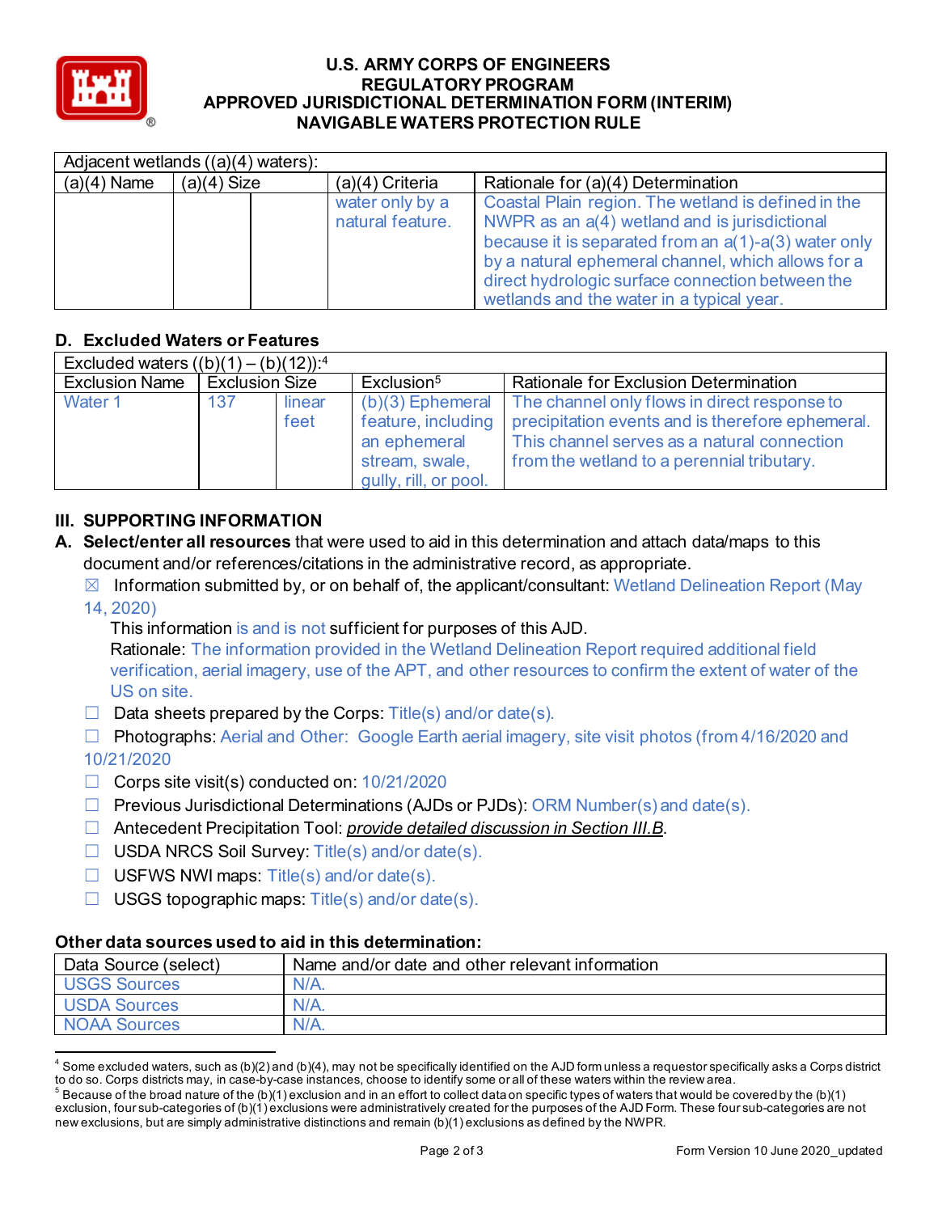| Adjacent wetlands ((a)(4) waters): | | | | |
|---|---|---|---|---|
| (a)(4) Name | (a)(4) Size | | (a)(4) Criteria | Rationale for (a)(4) Determination |
| | | | water only by a natural feature. | Coastal Plain region. The wetland is defined in the NWPR as an a(4) wetland and is jurisdictional because it is separated from an a(1)-a(3) water only by a natural ephemeral channel, which allows for a direct hydrologic surface connection between the wetlands and the water in a typical year. |

## D. Excluded Waters or Features

| Excluded waters ((b)(1) – (b)(12)):[4] | | | | |
|---|---|---|---|---|
| Exclusion Name | Exclusion Size | | Exclusion[5] | Rationale for Exclusion Determination |
| Water 1 | 137 | linear feet | (b)(3) Ephemeral feature, including an ephemeral stream, swale, gully, rill, or pool. | The channel only flows in direct response to precipitation events and is therefore ephemeral. This channel serves as a natural connection from the wetland to a perennial tributary. |

## III. SUPPORTING INFORMATION

**A. Select/enter all resources** that were used to aid in this determination and attach data/maps to this document and/or references/citations in the administrative record, as appropriate.

☒ Information submitted by, or on behalf of, the applicant/consultant: Wetland Delineation Report (May 14, 2020)

This information is and is not sufficient for purposes of this AJD.

Rationale: The information provided in the Wetland Delineation Report required additional field verification, aerial imagery, use of the APT, and other resources to confirm the extent of water of the US on site.

☐ Data sheets prepared by the Corps: Title(s) and/or date(s).

☐ Photographs: Aerial and Other: Google Earth aerial imagery, site visit photos (from 4/16/2020 and 10/21/2020

☐ Corps site visit(s) conducted on: 10/21/2020

☐ Previous Jurisdictional Determinations (AJDs or PJDs): ORM Number(s) and date(s).

☐ Antecedent Precipitation Tool: *provide detailed discussion in Section III.B*.

☐ USDA NRCS Soil Survey: Title(s) and/or date(s).

☐ USFWS NWI maps: Title(s) and/or date(s).

☐ USGS topographic maps: Title(s) and/or date(s).

### Other data sources used to aid in this determination:

| Data Source (select) | Name and/or date and other relevant information |
|---|---|
| USGS Sources | N/A. |
| USDA Sources | N/A. |
| NOAA Sources | N/A. |

[4] Some excluded waters, such as (b)(2) and (b)(4), may not be specifically identified on the AJD form unless a requestor specifically asks a Corps district to do so. Corps districts may, in case-by-case instances, choose to identify some or all of these waters within the review area.

[5] Because of the broad nature of the (b)(1) exclusion and in an effort to collect data on specific types of waters that would be covered by the (b)(1) exclusion, four sub-categories of (b)(1) exclusions were administratively created for the purposes of the AJD Form. These four sub-categories are not new exclusions, but are simply administrative distinctions and remain (b)(1) exclusions as defined by the NWPR.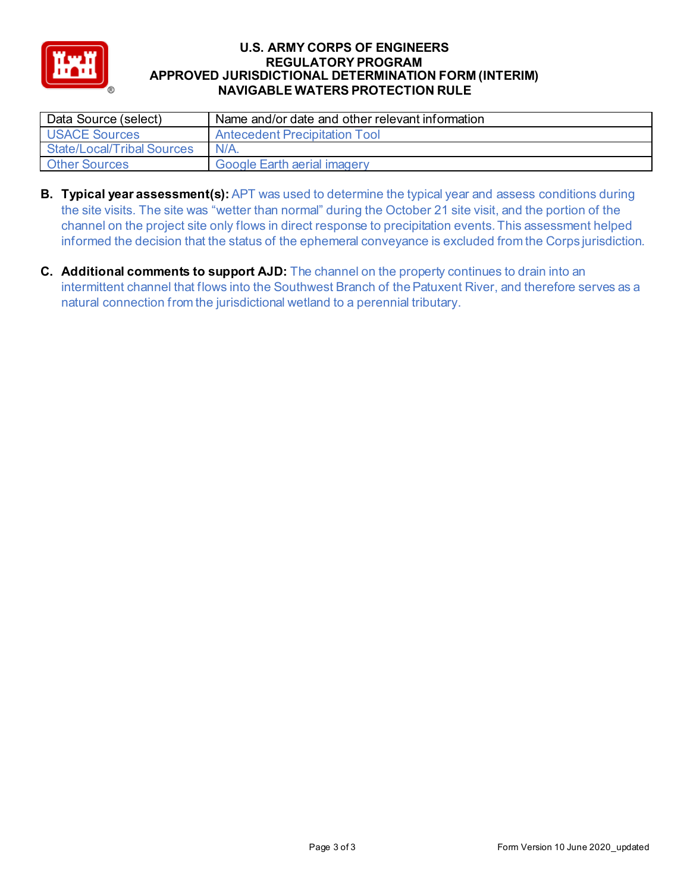# U.S. ARMY CORPS OF ENGINEERS
## REGULATORY PROGRAM
## APPROVED JURISDICTIONAL DETERMINATION FORM (INTERIM)
## NAVIGABLE WATERS PROTECTION RULE

| Data Source (select) | Name and/or date and other relevant information |
|---|---|
| USACE Sources | Antecedent Precipitation Tool |
| State/Local/Tribal Sources | N/A. |
| Other Sources | Google Earth aerial imagery |

**B. Typical year assessment(s):** APT was used to determine the typical year and assess conditions during the site visits. The site was "wetter than normal" during the October 21 site visit, and the portion of the channel on the project site only flows in direct response to precipitation events. This assessment helped informed the decision that the status of the ephemeral conveyance is excluded from the Corps jurisdiction.

**C. Additional comments to support AJD:** The channel on the property continues to drain into an intermittent channel that flows into the Southwest Branch of the Patuxent River, and therefore serves as a natural connection from the jurisdictional wetland to a perennial tributary.